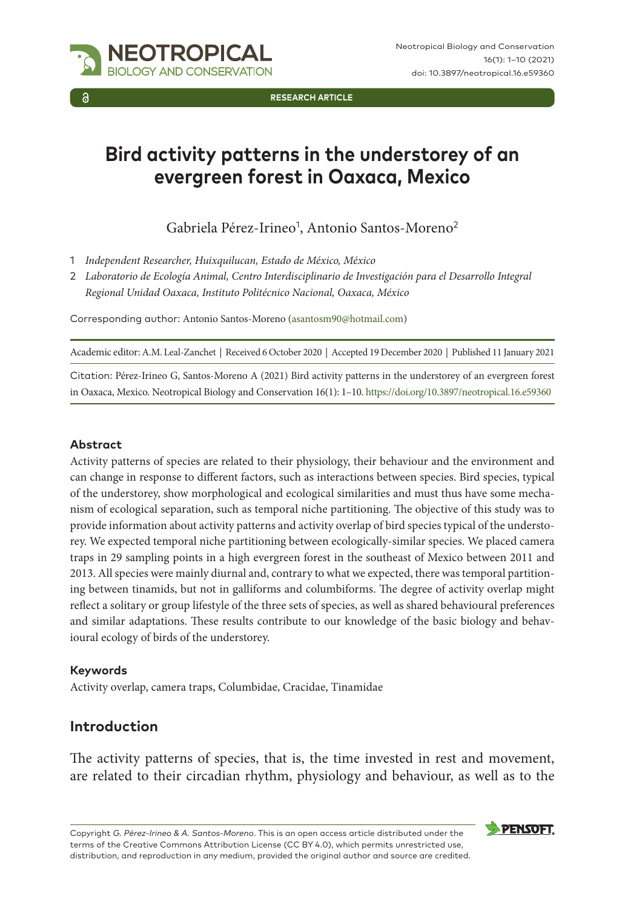RESEARCH ARTICLE

# Bird activity patterns in the understorey of an evergreen forest in Oaxaca, Mexico

Gabriela Pérez-Irineo[1], Antonio Santos-Moreno[2]

1 *Independent Researcher, Huixquilucan, Estado de México, México*

2 *Laboratorio de Ecología Animal, Centro Interdisciplinario de Investigación para el Desarrollo Integral Regional Unidad Oaxaca, Instituto Politécnico Nacional, Oaxaca, México*

Corresponding author: Antonio Santos-Moreno (asantosm90@hotmail.com)

Academic editor: A.M. Leal-Zanchet | Received 6 October 2020 | Accepted 19 December 2020 | Published 11 January 2021

Citation: Pérez-Irineo G, Santos-Moreno A (2021) Bird activity patterns in the understorey of an evergreen forest in Oaxaca, Mexico. Neotropical Biology and Conservation 16(1): 1–10. https://doi.org/10.3897/neotropical.16.e59360

### Abstract

Activity patterns of species are related to their physiology, their behaviour and the environment and can change in response to different factors, such as interactions between species. Bird species, typical of the understorey, show morphological and ecological similarities and must thus have some mechanism of ecological separation, such as temporal niche partitioning. The objective of this study was to provide information about activity patterns and activity overlap of bird species typical of the understorey. We expected temporal niche partitioning between ecologically-similar species. We placed camera traps in 29 sampling points in a high evergreen forest in the southeast of Mexico between 2011 and 2013. All species were mainly diurnal and, contrary to what we expected, there was temporal partitioning between tinamids, but not in galliforms and columbiforms. The degree of activity overlap might reflect a solitary or group lifestyle of the three sets of species, as well as shared behavioural preferences and similar adaptations. These results contribute to our knowledge of the basic biology and behavioural ecology of birds of the understorey.

### Keywords

Activity overlap, camera traps, Columbidae, Cracidae, Tinamidae

## Introduction

The activity patterns of species, that is, the time invested in rest and movement, are related to their circadian rhythm, physiology and behaviour, as well as to the

Copyright *G. Pérez-Irineo & A. Santos-Moreno*. This is an open access article distributed under the terms of the Creative Commons Attribution License (CC BY 4.0), which permits unrestricted use, distribution, and reproduction in any medium, provided the original author and source are credited.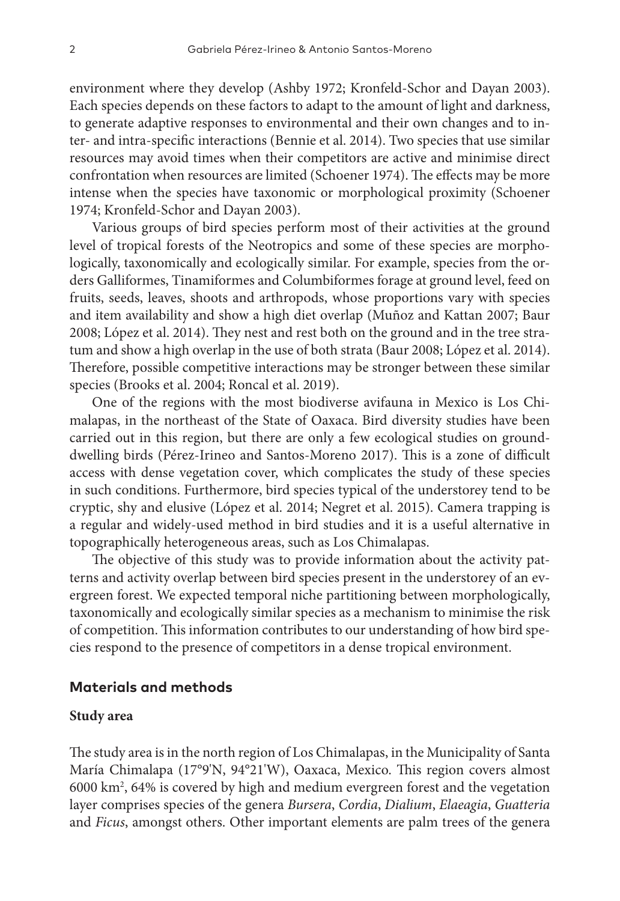environment where they develop (Ashby 1972; Kronfeld-Schor and Dayan 2003). Each species depends on these factors to adapt to the amount of light and darkness, to generate adaptive responses to environmental and their own changes and to inter- and intra-specific interactions (Bennie et al. 2014). Two species that use similar resources may avoid times when their competitors are active and minimise direct confrontation when resources are limited (Schoener 1974). The effects may be more intense when the species have taxonomic or morphological proximity (Schoener 1974; Kronfeld-Schor and Dayan 2003).

Various groups of bird species perform most of their activities at the ground level of tropical forests of the Neotropics and some of these species are morphologically, taxonomically and ecologically similar. For example, species from the orders Galliformes, Tinamiformes and Columbiformes forage at ground level, feed on fruits, seeds, leaves, shoots and arthropods, whose proportions vary with species and item availability and show a high diet overlap (Muñoz and Kattan 2007; Baur 2008; López et al. 2014). They nest and rest both on the ground and in the tree stratum and show a high overlap in the use of both strata (Baur 2008; López et al. 2014). Therefore, possible competitive interactions may be stronger between these similar species (Brooks et al. 2004; Roncal et al. 2019).

One of the regions with the most biodiverse avifauna in Mexico is Los Chimalapas, in the northeast of the State of Oaxaca. Bird diversity studies have been carried out in this region, but there are only a few ecological studies on ground-dwelling birds (Pérez-Irineo and Santos-Moreno 2017). This is a zone of difficult access with dense vegetation cover, which complicates the study of these species in such conditions. Furthermore, bird species typical of the understorey tend to be cryptic, shy and elusive (López et al. 2014; Negret et al. 2015). Camera trapping is a regular and widely-used method in bird studies and it is a useful alternative in topographically heterogeneous areas, such as Los Chimalapas.

The objective of this study was to provide information about the activity patterns and activity overlap between bird species present in the understorey of an evergreen forest. We expected temporal niche partitioning between morphologically, taxonomically and ecologically similar species as a mechanism to minimise the risk of competition. This information contributes to our understanding of how bird species respond to the presence of competitors in a dense tropical environment.

## Materials and methods

### Study area

The study area is in the north region of Los Chimalapas, in the Municipality of Santa María Chimalapa (17°9'N, 94°21'W), Oaxaca, Mexico. This region covers almost 6000 km$^2$, 64% is covered by high and medium evergreen forest and the vegetation layer comprises species of the genera *Bursera*, *Cordia*, *Dialium*, *Elaeagia*, *Guatteria* and *Ficus*, amongst others. Other important elements are palm trees of the genera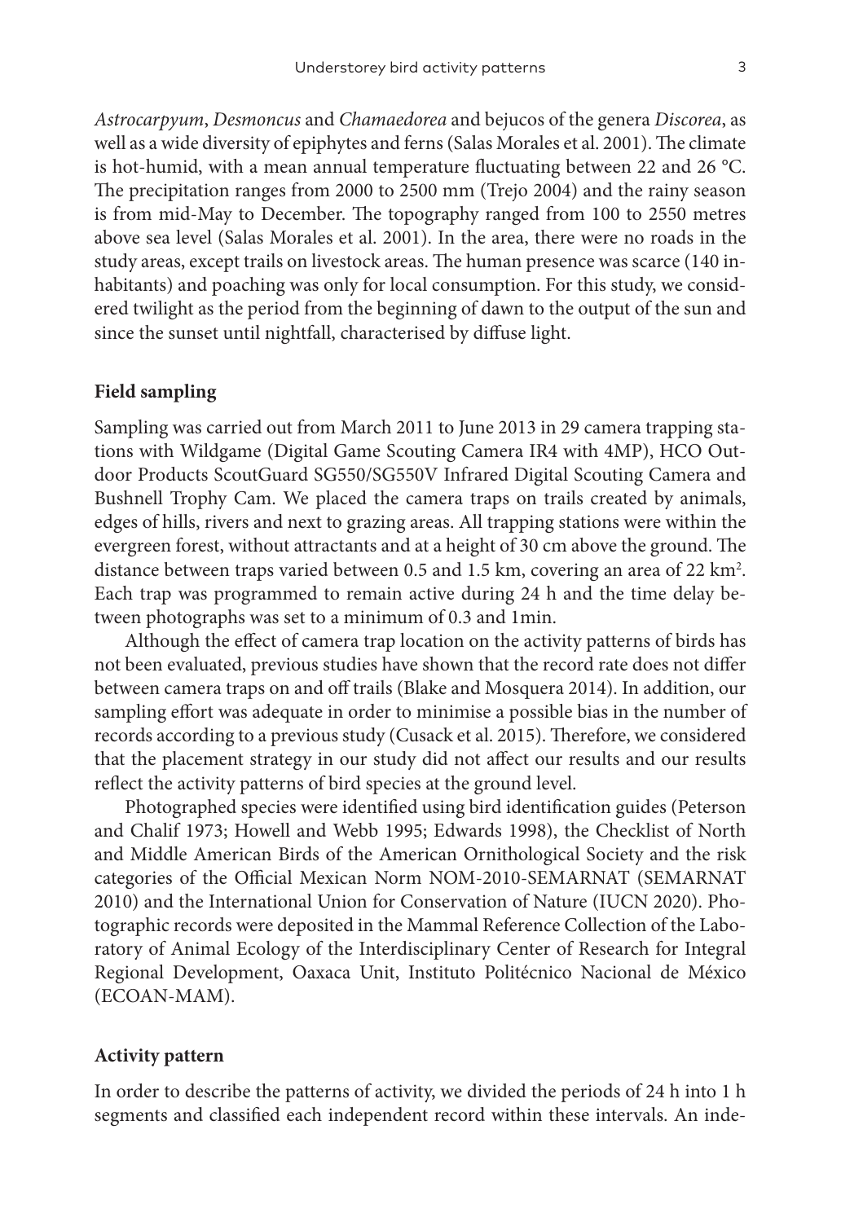*Astrocarpyum*, *Desmoncus* and *Chamaedorea* and bejucos of the genera *Discorea*, as well as a wide diversity of epiphytes and ferns (Salas Morales et al. 2001). The climate is hot-humid, with a mean annual temperature fluctuating between 22 and 26 °C. The precipitation ranges from 2000 to 2500 mm (Trejo 2004) and the rainy season is from mid-May to December. The topography ranged from 100 to 2550 metres above sea level (Salas Morales et al. 2001). In the area, there were no roads in the study areas, except trails on livestock areas. The human presence was scarce (140 inhabitants) and poaching was only for local consumption. For this study, we considered twilight as the period from the beginning of dawn to the output of the sun and since the sunset until nightfall, characterised by diffuse light.

### Field sampling

Sampling was carried out from March 2011 to June 2013 in 29 camera trapping stations with Wildgame (Digital Game Scouting Camera IR4 with 4MP), HCO Outdoor Products ScoutGuard SG550/SG550V Infrared Digital Scouting Camera and Bushnell Trophy Cam. We placed the camera traps on trails created by animals, edges of hills, rivers and next to grazing areas. All trapping stations were within the evergreen forest, without attractants and at a height of 30 cm above the ground. The distance between traps varied between 0.5 and 1.5 km, covering an area of 22 km$^2$. Each trap was programmed to remain active during 24 h and the time delay between photographs was set to a minimum of 0.3 and 1min.

Although the effect of camera trap location on the activity patterns of birds has not been evaluated, previous studies have shown that the record rate does not differ between camera traps on and off trails (Blake and Mosquera 2014). In addition, our sampling effort was adequate in order to minimise a possible bias in the number of records according to a previous study (Cusack et al. 2015). Therefore, we considered that the placement strategy in our study did not affect our results and our results reflect the activity patterns of bird species at the ground level.

Photographed species were identified using bird identification guides (Peterson and Chalif 1973; Howell and Webb 1995; Edwards 1998), the Checklist of North and Middle American Birds of the American Ornithological Society and the risk categories of the Official Mexican Norm NOM-2010-SEMARNAT (SEMARNAT 2010) and the International Union for Conservation of Nature (IUCN 2020). Photographic records were deposited in the Mammal Reference Collection of the Laboratory of Animal Ecology of the Interdisciplinary Center of Research for Integral Regional Development, Oaxaca Unit, Instituto Politécnico Nacional de México (ECOAN-MAM).

### Activity pattern

In order to describe the patterns of activity, we divided the periods of 24 h into 1 h segments and classified each independent record within these intervals. An inde-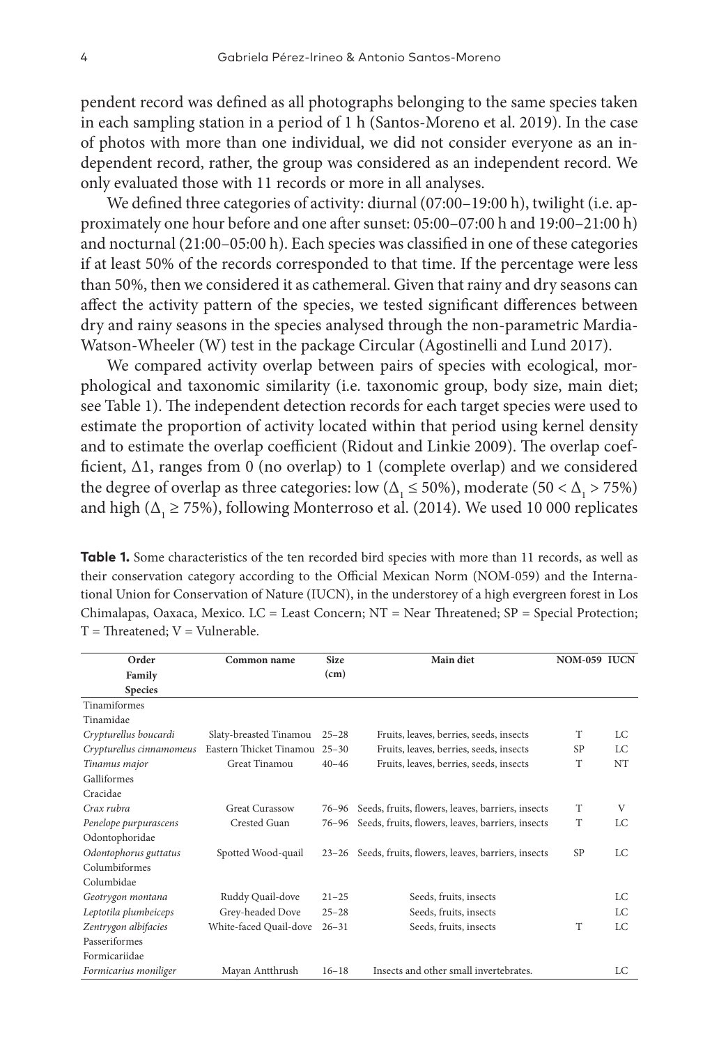pendent record was defined as all photographs belonging to the same species taken in each sampling station in a period of 1 h (Santos-Moreno et al. 2019). In the case of photos with more than one individual, we did not consider everyone as an independent record, rather, the group was considered as an independent record. We only evaluated those with 11 records or more in all analyses.

We defined three categories of activity: diurnal (07:00–19:00 h), twilight (i.e. approximately one hour before and one after sunset: 05:00–07:00 h and 19:00–21:00 h) and nocturnal (21:00–05:00 h). Each species was classified in one of these categories if at least 50% of the records corresponded to that time. If the percentage were less than 50%, then we considered it as cathemeral. Given that rainy and dry seasons can affect the activity pattern of the species, we tested significant differences between dry and rainy seasons in the species analysed through the non-parametric Mardia-Watson-Wheeler (W) test in the package Circular (Agostinelli and Lund 2017).

We compared activity overlap between pairs of species with ecological, morphological and taxonomic similarity (i.e. taxonomic group, body size, main diet; see Table 1). The independent detection records for each target species were used to estimate the proportion of activity located within that period using kernel density and to estimate the overlap coefficient (Ridout and Linkie 2009). The overlap coefficient, Δ1, ranges from 0 (no overlap) to 1 (complete overlap) and we considered the degree of overlap as three categories: low ($\Delta_1 \leq 50\%$), moderate ($50 < \Delta_1 > 75\%$) and high ($\Delta_1 \geq 75\%$), following Monterroso et al. (2014). We used 10 000 replicates

**Table 1.** Some characteristics of the ten recorded bird species with more than 11 records, as well as their conservation category according to the Official Mexican Norm (NOM-059) and the International Union for Conservation of Nature (IUCN), in the understorey of a high evergreen forest in Los Chimalapas, Oaxaca, Mexico. LC = Least Concern; NT = Near Threatened; SP = Special Protection; T = Threatened; V = Vulnerable.

| Order<br>Family<br>Species | Common name | Size (cm) | Main diet | NOM-059 | IUCN |
|---|---|---|---|---|---|
| Tinamiformes | | | | | |
| Tinamidae | | | | | |
| *Crypturellus boucardi* | Slaty-breasted Tinamou | 25–28 | Fruits, leaves, berries, seeds, insects | T | LC |
| *Crypturellus cinnamomeus* | Eastern Thicket Tinamou | 25–30 | Fruits, leaves, berries, seeds, insects | SP | LC |
| *Tinamus major* | Great Tinamou | 40–46 | Fruits, leaves, berries, seeds, insects | T | NT |
| Galliformes | | | | | |
| Cracidae | | | | | |
| *Crax rubra* | Great Curassow | 76–96 | Seeds, fruits, flowers, leaves, barriers, insects | T | V |
| *Penelope purpurascens* | Crested Guan | 76–96 | Seeds, fruits, flowers, leaves, barriers, insects | T | LC |
| Odontophoridae | | | | | |
| *Odontophorus guttatus* | Spotted Wood-quail | 23–26 | Seeds, fruits, flowers, leaves, barriers, insects | SP | LC |
| Columbiformes | | | | | |
| Columbidae | | | | | |
| *Geotrygon montana* | Ruddy Quail-dove | 21–25 | Seeds, fruits, insects | | LC |
| *Leptotila plumbeiceps* | Grey-headed Dove | 25–28 | Seeds, fruits, insects | | LC |
| *Zentrygon albifacies* | White-faced Quail-dove | 26–31 | Seeds, fruits, insects | T | LC |
| Passeriformes | | | | | |
| Formicariidae | | | | | |
| *Formicarius moniliger* | Mayan Antthrush | 16–18 | Insects and other small invertebrates. | | LC |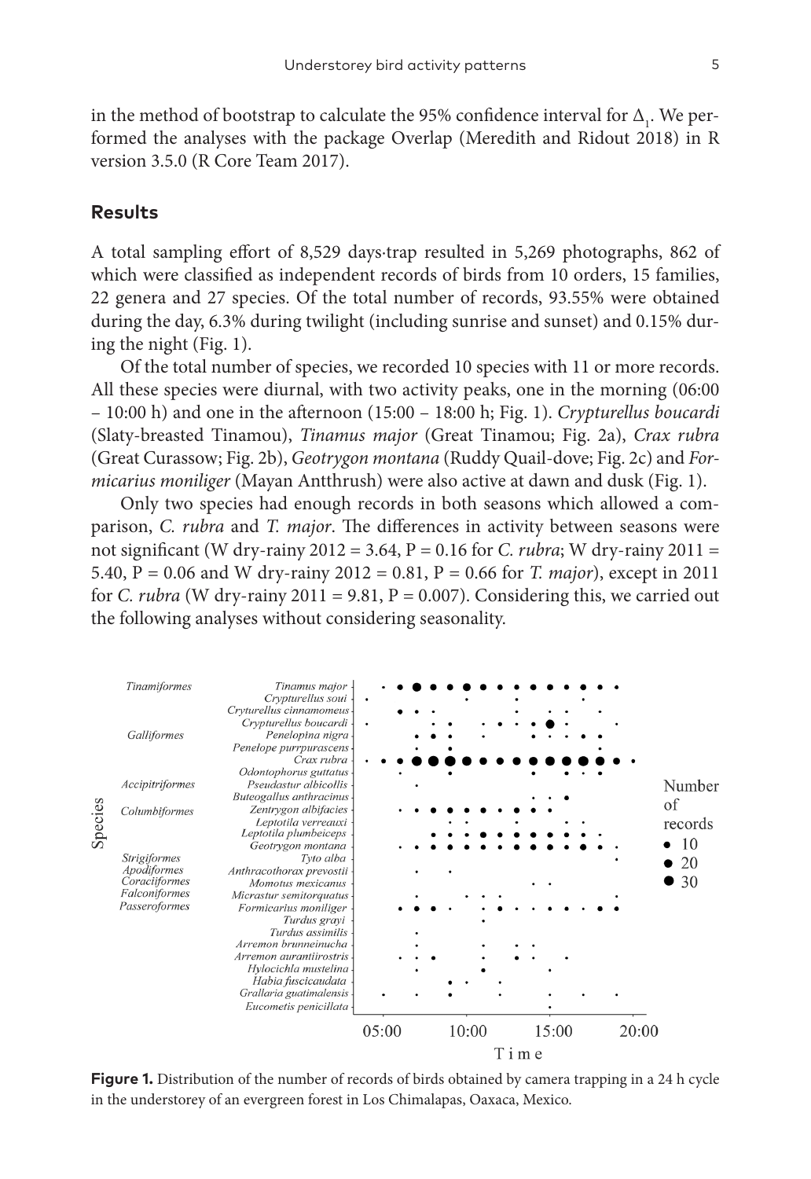in the method of bootstrap to calculate the 95% confidence interval for $\Delta_1$. We performed the analyses with the package Overlap (Meredith and Ridout 2018) in R version 3.5.0 (R Core Team 2017).

## Results

A total sampling effort of 8,529 days·trap resulted in 5,269 photographs, 862 of which were classified as independent records of birds from 10 orders, 15 families, 22 genera and 27 species. Of the total number of records, 93.55% were obtained during the day, 6.3% during twilight (including sunrise and sunset) and 0.15% during the night (Fig. 1).

Of the total number of species, we recorded 10 species with 11 or more records. All these species were diurnal, with two activity peaks, one in the morning (06:00 – 10:00 h) and one in the afternoon (15:00 – 18:00 h; Fig. 1). *Crypturellus boucardi* (Slaty-breasted Tinamou), *Tinamus major* (Great Tinamou; Fig. 2a), *Crax rubra* (Great Curassow; Fig. 2b), *Geotrygon montana* (Ruddy Quail-dove; Fig. 2c) and *Formicarius moniliger* (Mayan Antthrush) were also active at dawn and dusk (Fig. 1).

Only two species had enough records in both seasons which allowed a comparison, *C. rubra* and *T. major*. The differences in activity between seasons were not significant (W dry-rainy 2012 = 3.64, P = 0.16 for *C. rubra*; W dry-rainy 2011 = 5.40, P = 0.06 and W dry-rainy 2012 = 0.81, P = 0.66 for *T. major*), except in 2011 for *C. rubra* (W dry-rainy 2011 = 9.81, P = 0.007). Considering this, we carried out the following analyses without considering seasonality.

**Figure 1.** Distribution of the number of records of birds obtained by camera trapping in a 24 h cycle in the understorey of an evergreen forest in Los Chimalapas, Oaxaca, Mexico.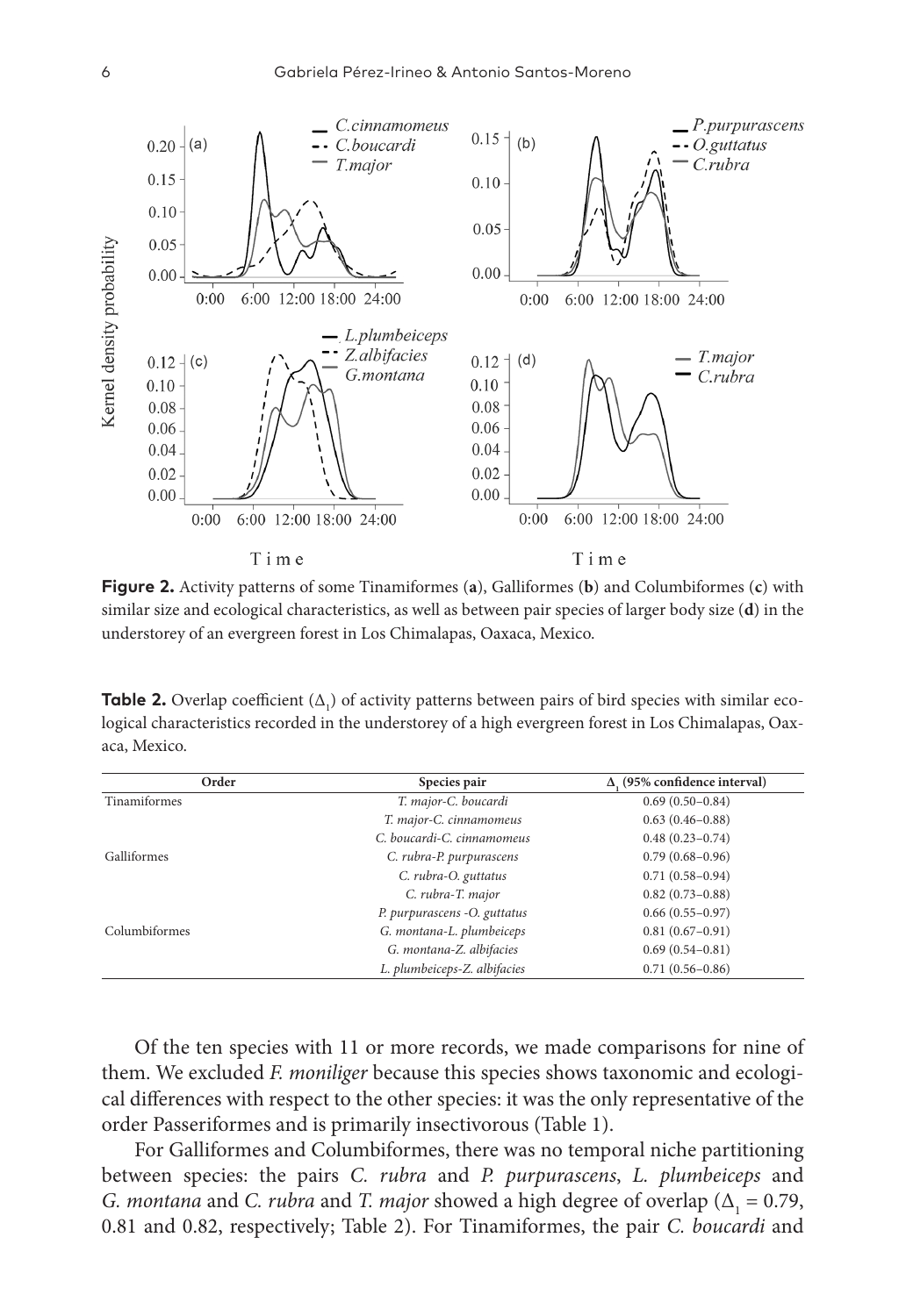**Figure 2.** Activity patterns of some Tinamiformes (**a**), Galliformes (**b**) and Columbiformes (**c**) with similar size and ecological characteristics, as well as between pair species of larger body size (**d**) in the understorey of an evergreen forest in Los Chimalapas, Oaxaca, Mexico.

**Table 2.** Overlap coefficient ($\Delta_1$) of activity patterns between pairs of bird species with similar ecological characteristics recorded in the understorey of a high evergreen forest in Los Chimalapas, Oaxaca, Mexico.

| Order | Species pair | $\Delta_1$ (95% confidence interval) |
|---|---|---|
| Tinamiformes | *T. major-C. boucardi* | 0.69 (0.50–0.84) |
| | *T. major-C. cinnamomeus* | 0.63 (0.46–0.88) |
| | *C. boucardi-C. cinnamomeus* | 0.48 (0.23–0.74) |
| Galliformes | *C. rubra-P. purpurascens* | 0.79 (0.68–0.96) |
| | *C. rubra-O. guttatus* | 0.71 (0.58–0.94) |
| | *C. rubra-T. major* | 0.82 (0.73–0.88) |
| | *P. purpurascens -O. guttatus* | 0.66 (0.55–0.97) |
| Columbiformes | *G. montana-L. plumbeiceps* | 0.81 (0.67–0.91) |
| | *G. montana-Z. albifacies* | 0.69 (0.54–0.81) |
| | *L. plumbeiceps-Z. albifacies* | 0.71 (0.56–0.86) |

Of the ten species with 11 or more records, we made comparisons for nine of them. We excluded *F. moniliger* because this species shows taxonomic and ecological differences with respect to the other species: it was the only representative of the order Passeriformes and is primarily insectivorous (Table 1).

For Galliformes and Columbiformes, there was no temporal niche partitioning between species: the pairs *C. rubra* and *P. purpurascens*, *L. plumbeiceps* and *G. montana* and *C. rubra* and *T. major* showed a high degree of overlap ($\Delta_1$ = 0.79, 0.81 and 0.82, respectively; Table 2). For Tinamiformes, the pair *C. boucardi* and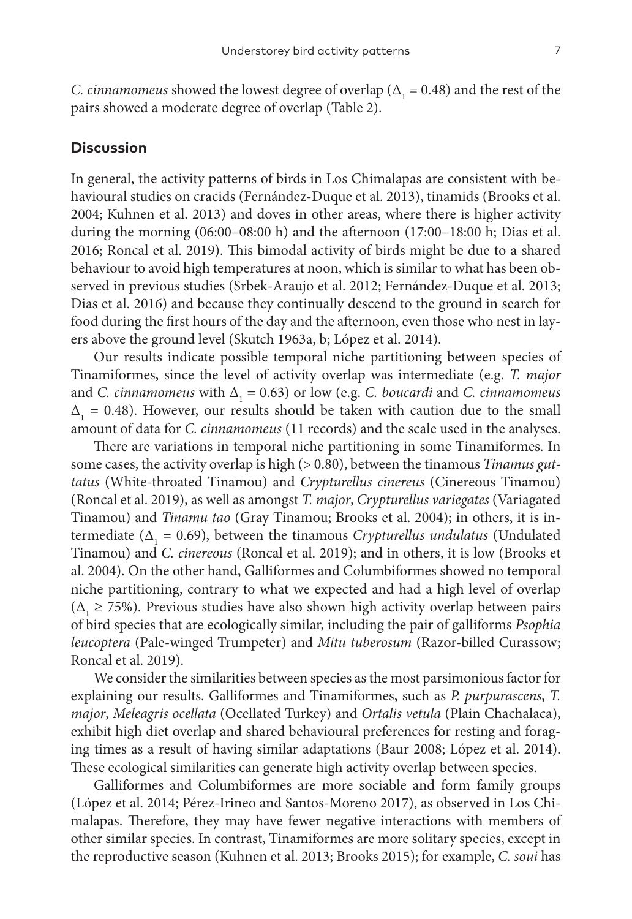*C. cinnamomeus* showed the lowest degree of overlap ($\Delta_1 = 0.48$) and the rest of the pairs showed a moderate degree of overlap (Table 2).

## Discussion

In general, the activity patterns of birds in Los Chimalapas are consistent with behavioural studies on cracids (Fernández-Duque et al. 2013), tinamids (Brooks et al. 2004; Kuhnen et al. 2013) and doves in other areas, where there is higher activity during the morning (06:00–08:00 h) and the afternoon (17:00–18:00 h; Dias et al. 2016; Roncal et al. 2019). This bimodal activity of birds might be due to a shared behaviour to avoid high temperatures at noon, which is similar to what has been observed in previous studies (Srbek-Araujo et al. 2012; Fernández-Duque et al. 2013; Dias et al. 2016) and because they continually descend to the ground in search for food during the first hours of the day and the afternoon, even those who nest in layers above the ground level (Skutch 1963a, b; López et al. 2014).

Our results indicate possible temporal niche partitioning between species of Tinamiformes, since the level of activity overlap was intermediate (e.g. *T. major* and *C. cinnamomeus* with $\Delta_1 = 0.63$) or low (e.g. *C. boucardi* and *C. cinnamomeus* $\Delta_1 = 0.48$). However, our results should be taken with caution due to the small amount of data for *C. cinnamomeus* (11 records) and the scale used in the analyses.

There are variations in temporal niche partitioning in some Tinamiformes. In some cases, the activity overlap is high (> 0.80), between the tinamous *Tinamus guttatus* (White-throated Tinamou) and *Crypturellus cinereus* (Cinereous Tinamou) (Roncal et al. 2019), as well as amongst *T. major*, *Crypturellus variegates* (Variagated Tinamou) and *Tinamu tao* (Gray Tinamou; Brooks et al. 2004); in others, it is intermediate ($\Delta_1 = 0.69$), between the tinamous *Crypturellus undulatus* (Undulated Tinamou) and *C. cinereous* (Roncal et al. 2019); and in others, it is low (Brooks et al. 2004). On the other hand, Galliformes and Columbiformes showed no temporal niche partitioning, contrary to what we expected and had a high level of overlap ($\Delta_1 \geq 75\%$). Previous studies have also shown high activity overlap between pairs of bird species that are ecologically similar, including the pair of galliforms *Psophia leucoptera* (Pale-winged Trumpeter) and *Mitu tuberosum* (Razor-billed Curassow; Roncal et al. 2019).

We consider the similarities between species as the most parsimonious factor for explaining our results. Galliformes and Tinamiformes, such as *P. purpurascens*, *T. major*, *Meleagris ocellata* (Ocellated Turkey) and *Ortalis vetula* (Plain Chachalaca), exhibit high diet overlap and shared behavioural preferences for resting and foraging times as a result of having similar adaptations (Baur 2008; López et al. 2014). These ecological similarities can generate high activity overlap between species.

Galliformes and Columbiformes are more sociable and form family groups (López et al. 2014; Pérez-Irineo and Santos-Moreno 2017), as observed in Los Chimalapas. Therefore, they may have fewer negative interactions with members of other similar species. In contrast, Tinamiformes are more solitary species, except in the reproductive season (Kuhnen et al. 2013; Brooks 2015); for example, *C. soui* has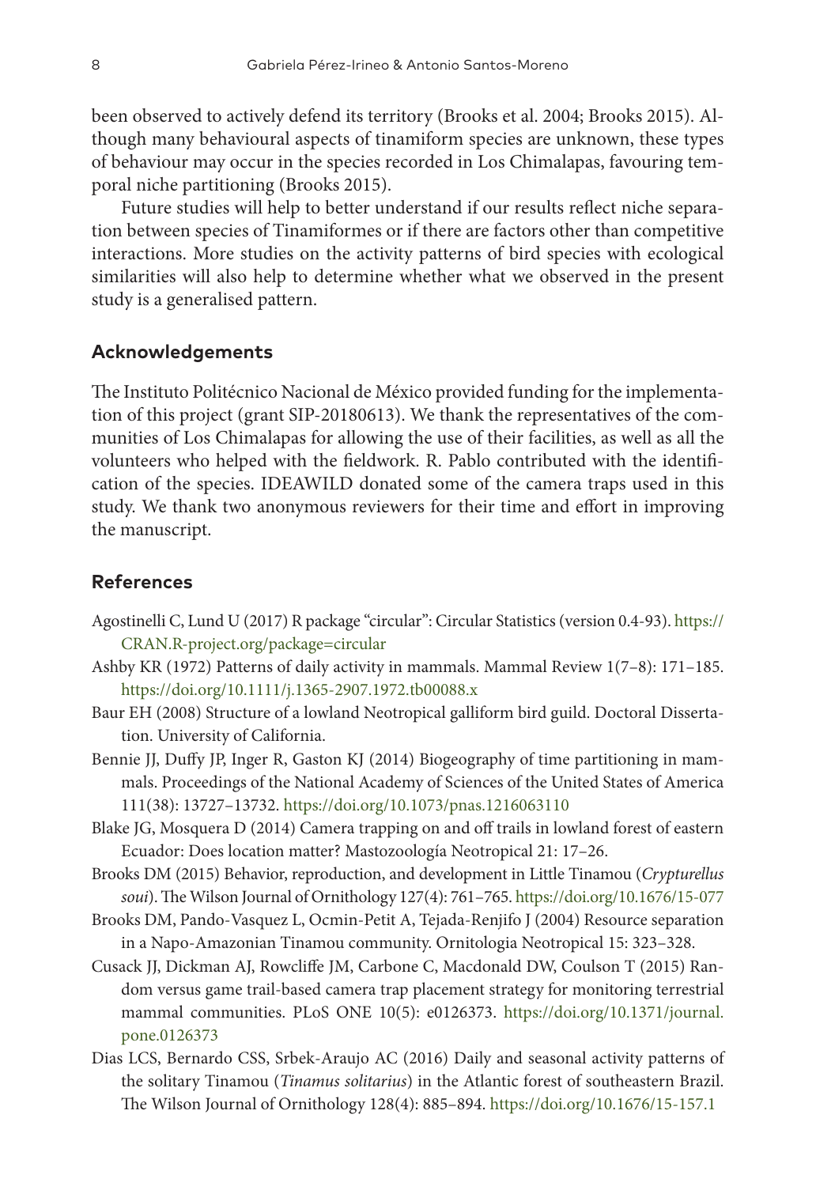been observed to actively defend its territory (Brooks et al. 2004; Brooks 2015). Although many behavioural aspects of tinamiform species are unknown, these types of behaviour may occur in the species recorded in Los Chimalapas, favouring temporal niche partitioning (Brooks 2015).

Future studies will help to better understand if our results reflect niche separation between species of Tinamiformes or if there are factors other than competitive interactions. More studies on the activity patterns of bird species with ecological similarities will also help to determine whether what we observed in the present study is a generalised pattern.

## Acknowledgements

The Instituto Politécnico Nacional de México provided funding for the implementation of this project (grant SIP-20180613). We thank the representatives of the communities of Los Chimalapas for allowing the use of their facilities, as well as all the volunteers who helped with the fieldwork. R. Pablo contributed with the identification of the species. IDEAWILD donated some of the camera traps used in this study. We thank two anonymous reviewers for their time and effort in improving the manuscript.

## References

Agostinelli C, Lund U (2017) R package "circular": Circular Statistics (version 0.4-93). https://CRAN.R-project.org/package=circular

Ashby KR (1972) Patterns of daily activity in mammals. Mammal Review 1(7–8): 171–185. https://doi.org/10.1111/j.1365-2907.1972.tb00088.x

Baur EH (2008) Structure of a lowland Neotropical galliform bird guild. Doctoral Dissertation. University of California.

Bennie JJ, Duffy JP, Inger R, Gaston KJ (2014) Biogeography of time partitioning in mammals. Proceedings of the National Academy of Sciences of the United States of America 111(38): 13727–13732. https://doi.org/10.1073/pnas.1216063110

Blake JG, Mosquera D (2014) Camera trapping on and off trails in lowland forest of eastern Ecuador: Does location matter? Mastozoología Neotropical 21: 17–26.

Brooks DM (2015) Behavior, reproduction, and development in Little Tinamou (*Crypturellus soui*). The Wilson Journal of Ornithology 127(4): 761–765. https://doi.org/10.1676/15-077

Brooks DM, Pando-Vasquez L, Ocmin-Petit A, Tejada-Renjifo J (2004) Resource separation in a Napo-Amazonian Tinamou community. Ornitologia Neotropical 15: 323–328.

Cusack JJ, Dickman AJ, Rowcliffe JM, Carbone C, Macdonald DW, Coulson T (2015) Random versus game trail-based camera trap placement strategy for monitoring terrestrial mammal communities. PLoS ONE 10(5): e0126373. https://doi.org/10.1371/journal.pone.0126373

Dias LCS, Bernardo CSS, Srbek-Araujo AC (2016) Daily and seasonal activity patterns of the solitary Tinamou (*Tinamus solitarius*) in the Atlantic forest of southeastern Brazil. The Wilson Journal of Ornithology 128(4): 885–894. https://doi.org/10.1676/15-157.1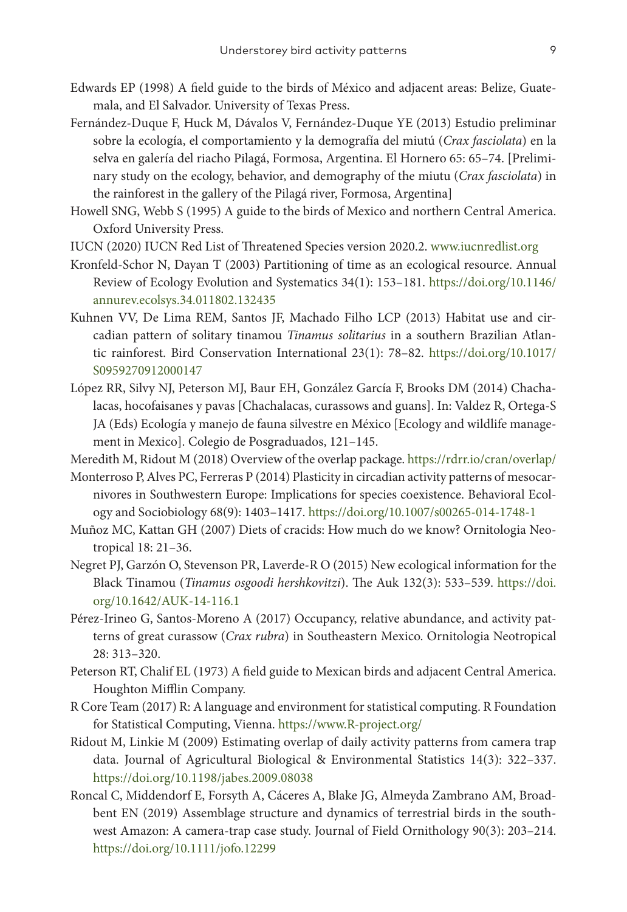Edwards EP (1998) A field guide to the birds of México and adjacent areas: Belize, Guatemala, and El Salvador. University of Texas Press.

Fernández-Duque F, Huck M, Dávalos V, Fernández-Duque YE (2013) Estudio preliminar sobre la ecología, el comportamiento y la demografía del miutú (*Crax fasciolata*) en la selva en galería del riacho Pilagá, Formosa, Argentina. El Hornero 65: 65–74. [Preliminary study on the ecology, behavior, and demography of the miutu (*Crax fasciolata*) in the rainforest in the gallery of the Pilagá river, Formosa, Argentina]

Howell SNG, Webb S (1995) A guide to the birds of Mexico and northern Central America. Oxford University Press.

IUCN (2020) IUCN Red List of Threatened Species version 2020.2. www.iucnredlist.org

Kronfeld-Schor N, Dayan T (2003) Partitioning of time as an ecological resource. Annual Review of Ecology Evolution and Systematics 34(1): 153–181. https://doi.org/10.1146/annurev.ecolsys.34.011802.132435

Kuhnen VV, De Lima REM, Santos JF, Machado Filho LCP (2013) Habitat use and circadian pattern of solitary tinamou *Tinamus solitarius* in a southern Brazilian Atlantic rainforest. Bird Conservation International 23(1): 78–82. https://doi.org/10.1017/S0959270912000147

López RR, Silvy NJ, Peterson MJ, Baur EH, González García F, Brooks DM (2014) Chachalacas, hocofaisanes y pavas [Chachalacas, curassows and guans]. In: Valdez R, Ortega-S JA (Eds) Ecología y manejo de fauna silvestre en México [Ecology and wildlife management in Mexico]. Colegio de Posgraduados, 121–145.

Meredith M, Ridout M (2018) Overview of the overlap package. https://rdrr.io/cran/overlap/

Monterroso P, Alves PC, Ferreras P (2014) Plasticity in circadian activity patterns of mesocarnivores in Southwestern Europe: Implications for species coexistence. Behavioral Ecology and Sociobiology 68(9): 1403–1417. https://doi.org/10.1007/s00265-014-1748-1

Muñoz MC, Kattan GH (2007) Diets of cracids: How much do we know? Ornitologia Neotropical 18: 21–36.

Negret PJ, Garzón O, Stevenson PR, Laverde-R O (2015) New ecological information for the Black Tinamou (*Tinamus osgoodi hershkovitzi*). The Auk 132(3): 533–539. https://doi.org/10.1642/AUK-14-116.1

Pérez-Irineo G, Santos-Moreno A (2017) Occupancy, relative abundance, and activity patterns of great curassow (*Crax rubra*) in Southeastern Mexico. Ornitologia Neotropical 28: 313–320.

Peterson RT, Chalif EL (1973) A field guide to Mexican birds and adjacent Central America. Houghton Mifflin Company.

R Core Team (2017) R: A language and environment for statistical computing. R Foundation for Statistical Computing, Vienna. https://www.R-project.org/

Ridout M, Linkie M (2009) Estimating overlap of daily activity patterns from camera trap data. Journal of Agricultural Biological & Environmental Statistics 14(3): 322–337. https://doi.org/10.1198/jabes.2009.08038

Roncal C, Middendorf E, Forsyth A, Cáceres A, Blake JG, Almeyda Zambrano AM, Broadbent EN (2019) Assemblage structure and dynamics of terrestrial birds in the southwest Amazon: A camera-trap case study. Journal of Field Ornithology 90(3): 203–214. https://doi.org/10.1111/jofo.12299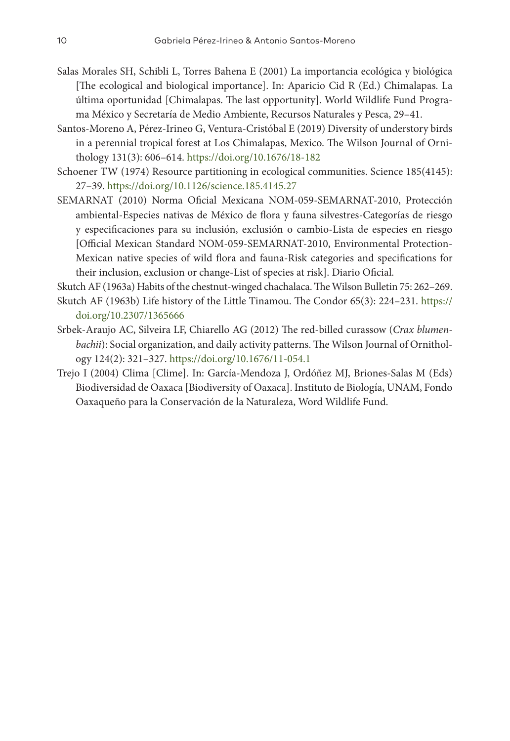Salas Morales SH, Schibli L, Torres Bahena E (2001) La importancia ecológica y biológica [The ecological and biological importance]. In: Aparicio Cid R (Ed.) Chimalapas. La última oportunidad [Chimalapas. The last opportunity]. World Wildlife Fund Programa México y Secretaría de Medio Ambiente, Recursos Naturales y Pesca, 29–41.

Santos-Moreno A, Pérez-Irineo G, Ventura-Cristóbal E (2019) Diversity of understory birds in a perennial tropical forest at Los Chimalapas, Mexico. The Wilson Journal of Ornithology 131(3): 606–614. https://doi.org/10.1676/18-182

Schoener TW (1974) Resource partitioning in ecological communities. Science 185(4145): 27–39. https://doi.org/10.1126/science.185.4145.27

SEMARNAT (2010) Norma Oficial Mexicana NOM-059-SEMARNAT-2010, Protección ambiental-Especies nativas de México de flora y fauna silvestres-Categorías de riesgo y especificaciones para su inclusión, exclusión o cambio-Lista de especies en riesgo [Official Mexican Standard NOM-059-SEMARNAT-2010, Environmental Protection-Mexican native species of wild flora and fauna-Risk categories and specifications for their inclusion, exclusion or change-List of species at risk]. Diario Oficial.

Skutch AF (1963a) Habits of the chestnut-winged chachalaca. The Wilson Bulletin 75: 262–269.

Skutch AF (1963b) Life history of the Little Tinamou. The Condor 65(3): 224–231. https://doi.org/10.2307/1365666

Srbek-Araujo AC, Silveira LF, Chiarello AG (2012) The red-billed curassow (*Crax blumenbachii*): Social organization, and daily activity patterns. The Wilson Journal of Ornithology 124(2): 321–327. https://doi.org/10.1676/11-054.1

Trejo I (2004) Clima [Clime]. In: García-Mendoza J, Ordóñez MJ, Briones-Salas M (Eds) Biodiversidad de Oaxaca [Biodiversity of Oaxaca]. Instituto de Biología, UNAM, Fondo Oaxaqueño para la Conservación de la Naturaleza, Word Wildlife Fund.